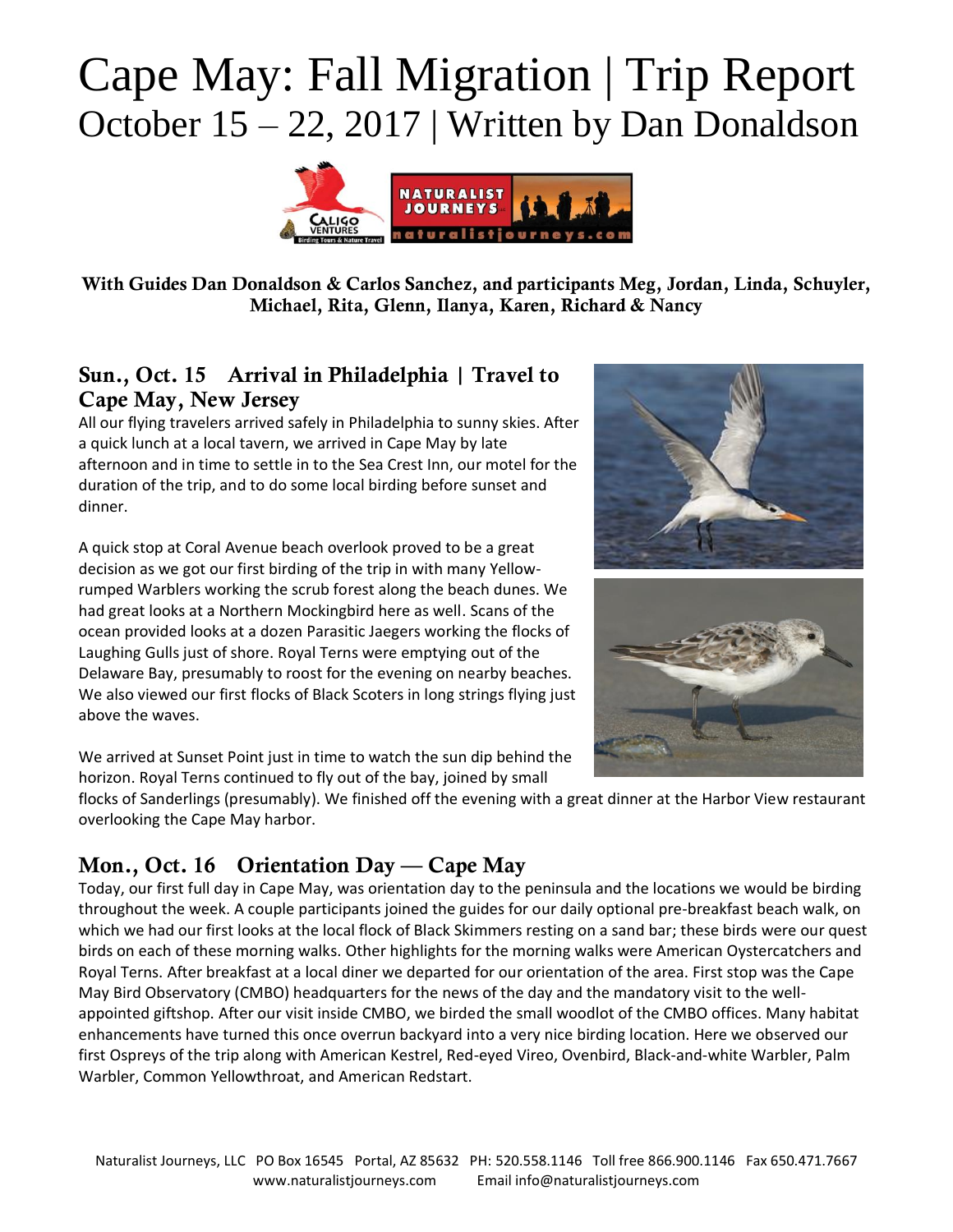# Cape May: Fall Migration | Trip Report
## October 15 – 22, 2017 | Written by Dan Donaldson

**With Guides Dan Donaldson & Carlos Sanchez, and participants Meg, Jordan, Linda, Schuyler, Michael, Rita, Glenn, Ilanya, Karen, Richard & Nancy**

### Sun., Oct. 15 Arrival in Philadelphia | Travel to Cape May, New Jersey

All our flying travelers arrived safely in Philadelphia to sunny skies. After a quick lunch at a local tavern, we arrived in Cape May by late afternoon and in time to settle in to the Sea Crest Inn, our motel for the duration of the trip, and to do some local birding before sunset and dinner.

A quick stop at Coral Avenue beach overlook proved to be a great decision as we got our first birding of the trip in with many Yellow-rumped Warblers working the scrub forest along the beach dunes. We had great looks at a Northern Mockingbird here as well. Scans of the ocean provided looks at a dozen Parasitic Jaegers working the flocks of Laughing Gulls just of shore. Royal Terns were emptying out of the Delaware Bay, presumably to roost for the evening on nearby beaches. We also viewed our first flocks of Black Scoters in long strings flying just above the waves.

We arrived at Sunset Point just in time to watch the sun dip behind the horizon. Royal Terns continued to fly out of the bay, joined by small flocks of Sanderlings (presumably). We finished off the evening with a great dinner at the Harbor View restaurant overlooking the Cape May harbor.

### Mon., Oct. 16 Orientation Day — Cape May

Today, our first full day in Cape May, was orientation day to the peninsula and the locations we would be birding throughout the week. A couple participants joined the guides for our daily optional pre-breakfast beach walk, on which we had our first looks at the local flock of Black Skimmers resting on a sand bar; these birds were our quest birds on each of these morning walks. Other highlights for the morning walks were American Oystercatchers and Royal Terns. After breakfast at a local diner we departed for our orientation of the area. First stop was the Cape May Bird Observatory (CMBO) headquarters for the news of the day and the mandatory visit to the well-appointed giftshop. After our visit inside CMBO, we birded the small woodlot of the CMBO offices. Many habitat enhancements have turned this once overrun backyard into a very nice birding location. Here we observed our first Ospreys of the trip along with American Kestrel, Red-eyed Vireo, Ovenbird, Black-and-white Warbler, Palm Warbler, Common Yellowthroat, and American Redstart.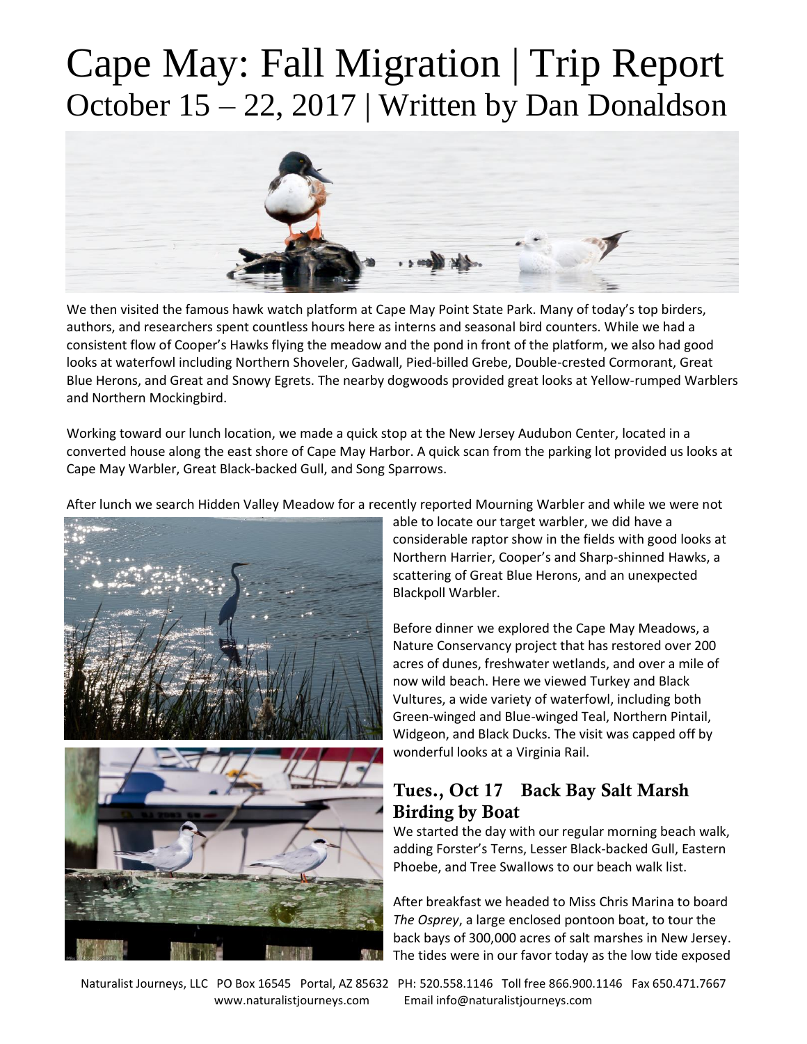# Cape May: Fall Migration | Trip Report
October 15 – 22, 2017 | Written by Dan Donaldson

We then visited the famous hawk watch platform at Cape May Point State Park. Many of today's top birders, authors, and researchers spent countless hours here as interns and seasonal bird counters. While we had a consistent flow of Cooper's Hawks flying the meadow and the pond in front of the platform, we also had good looks at waterfowl including Northern Shoveler, Gadwall, Pied-billed Grebe, Double-crested Cormorant, Great Blue Herons, and Great and Snowy Egrets. The nearby dogwoods provided great looks at Yellow-rumped Warblers and Northern Mockingbird.

Working toward our lunch location, we made a quick stop at the New Jersey Audubon Center, located in a converted house along the east shore of Cape May Harbor. A quick scan from the parking lot provided us looks at Cape May Warbler, Great Black-backed Gull, and Song Sparrows.

After lunch we search Hidden Valley Meadow for a recently reported Mourning Warbler and while we were not able to locate our target warbler, we did have a considerable raptor show in the fields with good looks at Northern Harrier, Cooper's and Sharp-shinned Hawks, a scattering of Great Blue Herons, and an unexpected Blackpoll Warbler.

Before dinner we explored the Cape May Meadows, a Nature Conservancy project that has restored over 200 acres of dunes, freshwater wetlands, and over a mile of now wild beach. Here we viewed Turkey and Black Vultures, a wide variety of waterfowl, including both Green-winged and Blue-winged Teal, Northern Pintail, Widgeon, and Black Ducks. The visit was capped off by wonderful looks at a Virginia Rail.

## Tues., Oct 17 Back Bay Salt Marsh Birding by Boat

We started the day with our regular morning beach walk, adding Forster's Terns, Lesser Black-backed Gull, Eastern Phoebe, and Tree Swallows to our beach walk list.

After breakfast we headed to Miss Chris Marina to board *The Osprey*, a large enclosed pontoon boat, to tour the back bays of 300,000 acres of salt marshes in New Jersey. The tides were in our favor today as the low tide exposed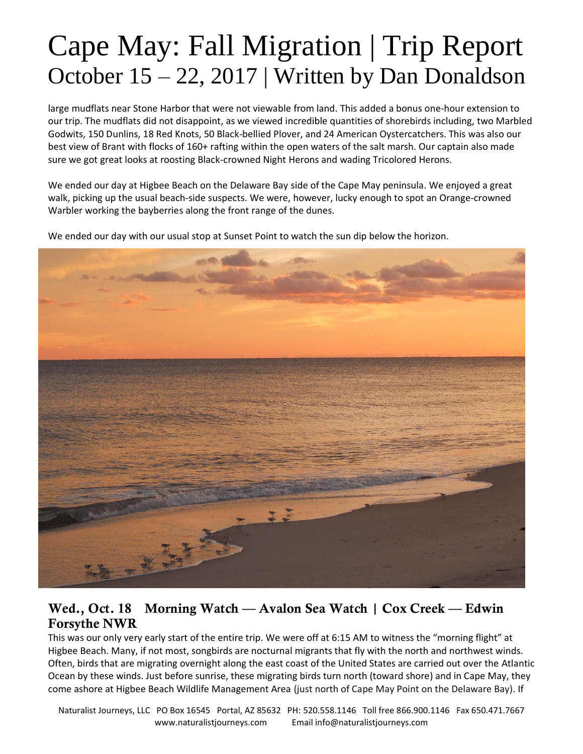large mudflats near Stone Harbor that were not viewable from land. This added a bonus one-hour extension to our trip. The mudflats did not disappoint, as we viewed incredible quantities of shorebirds including, two Marbled Godwits, 150 Dunlins, 18 Red Knots, 50 Black-bellied Plover, and 24 American Oystercatchers. This was also our best view of Brant with flocks of 160+ rafting within the open waters of the salt marsh. Our captain also made sure we got great looks at roosting Black-crowned Night Herons and wading Tricolored Herons.

We ended our day at Higbee Beach on the Delaware Bay side of the Cape May peninsula. We enjoyed a great walk, picking up the usual beach-side suspects. We were, however, lucky enough to spot an Orange-crowned Warbler working the bayberries along the front range of the dunes.

We ended our day with our usual stop at Sunset Point to watch the sun dip below the horizon.

## Wed., Oct. 18 Morning Watch — Avalon Sea Watch | Cox Creek — Edwin Forsythe NWR

This was our only very early start of the entire trip. We were off at 6:15 AM to witness the "morning flight" at Higbee Beach. Many, if not most, songbirds are nocturnal migrants that fly with the north and northwest winds. Often, birds that are migrating overnight along the east coast of the United States are carried out over the Atlantic Ocean by these winds. Just before sunrise, these migrating birds turn north (toward shore) and in Cape May, they come ashore at Higbee Beach Wildlife Management Area (just north of Cape May Point on the Delaware Bay). If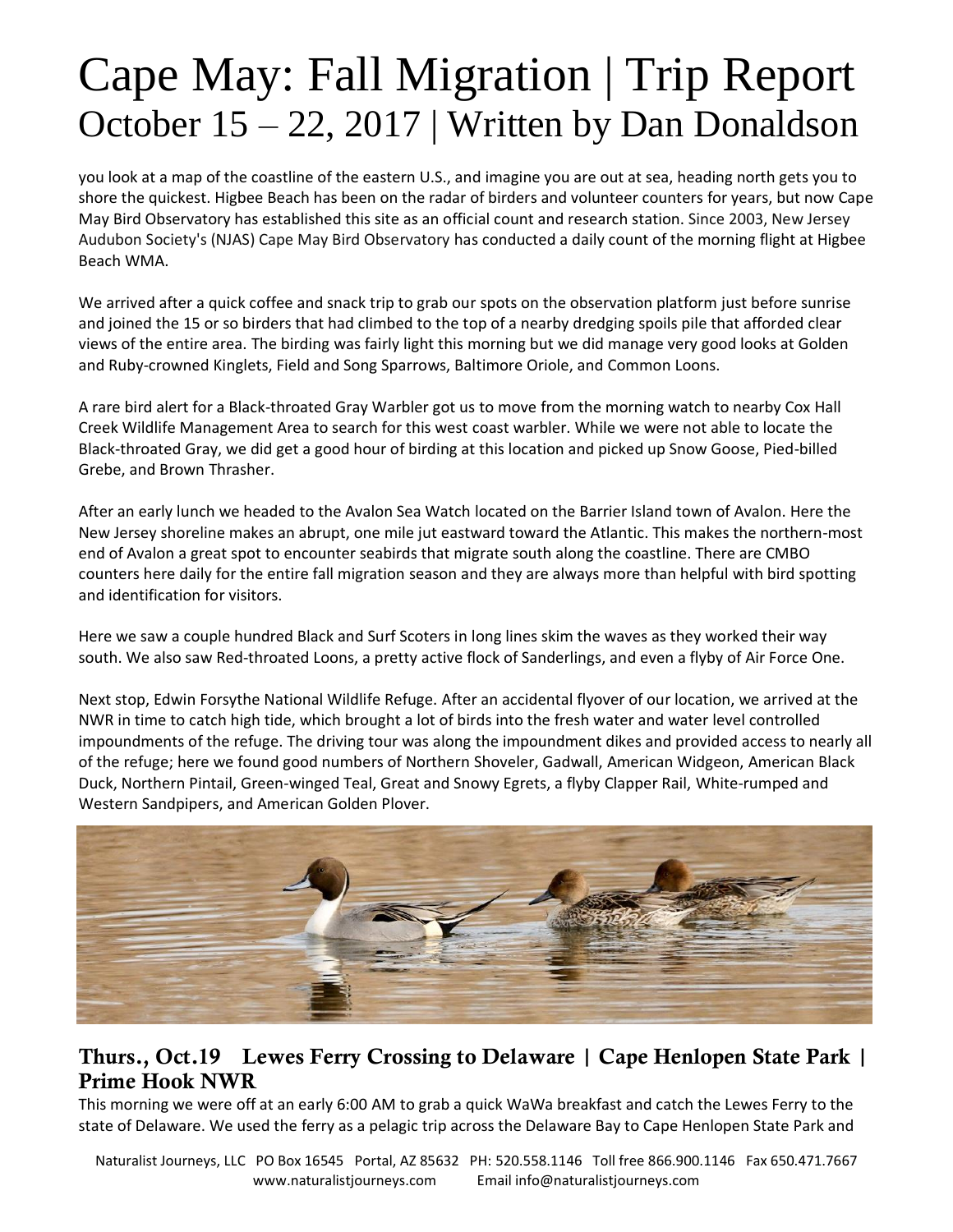you look at a map of the coastline of the eastern U.S., and imagine you are out at sea, heading north gets you to shore the quickest. Higbee Beach has been on the radar of birders and volunteer counters for years, but now Cape May Bird Observatory has established this site as an official count and research station. Since 2003, New Jersey Audubon Society's (NJAS) Cape May Bird Observatory has conducted a daily count of the morning flight at Higbee Beach WMA.

We arrived after a quick coffee and snack trip to grab our spots on the observation platform just before sunrise and joined the 15 or so birders that had climbed to the top of a nearby dredging spoils pile that afforded clear views of the entire area. The birding was fairly light this morning but we did manage very good looks at Golden and Ruby-crowned Kinglets, Field and Song Sparrows, Baltimore Oriole, and Common Loons.

A rare bird alert for a Black-throated Gray Warbler got us to move from the morning watch to nearby Cox Hall Creek Wildlife Management Area to search for this west coast warbler. While we were not able to locate the Black-throated Gray, we did get a good hour of birding at this location and picked up Snow Goose, Pied-billed Grebe, and Brown Thrasher.

After an early lunch we headed to the Avalon Sea Watch located on the Barrier Island town of Avalon. Here the New Jersey shoreline makes an abrupt, one mile jut eastward toward the Atlantic. This makes the northern-most end of Avalon a great spot to encounter seabirds that migrate south along the coastline. There are CMBO counters here daily for the entire fall migration season and they are always more than helpful with bird spotting and identification for visitors.

Here we saw a couple hundred Black and Surf Scoters in long lines skim the waves as they worked their way south. We also saw Red-throated Loons, a pretty active flock of Sanderlings, and even a flyby of Air Force One.

Next stop, Edwin Forsythe National Wildlife Refuge. After an accidental flyover of our location, we arrived at the NWR in time to catch high tide, which brought a lot of birds into the fresh water and water level controlled impoundments of the refuge. The driving tour was along the impoundment dikes and provided access to nearly all of the refuge; here we found good numbers of Northern Shoveler, Gadwall, American Widgeon, American Black Duck, Northern Pintail, Green-winged Teal, Great and Snowy Egrets, a flyby Clapper Rail, White-rumped and Western Sandpipers, and American Golden Plover.

## Thurs., Oct.19 Lewes Ferry Crossing to Delaware | Cape Henlopen State Park | Prime Hook NWR

This morning we were off at an early 6:00 AM to grab a quick WaWa breakfast and catch the Lewes Ferry to the state of Delaware. We used the ferry as a pelagic trip across the Delaware Bay to Cape Henlopen State Park and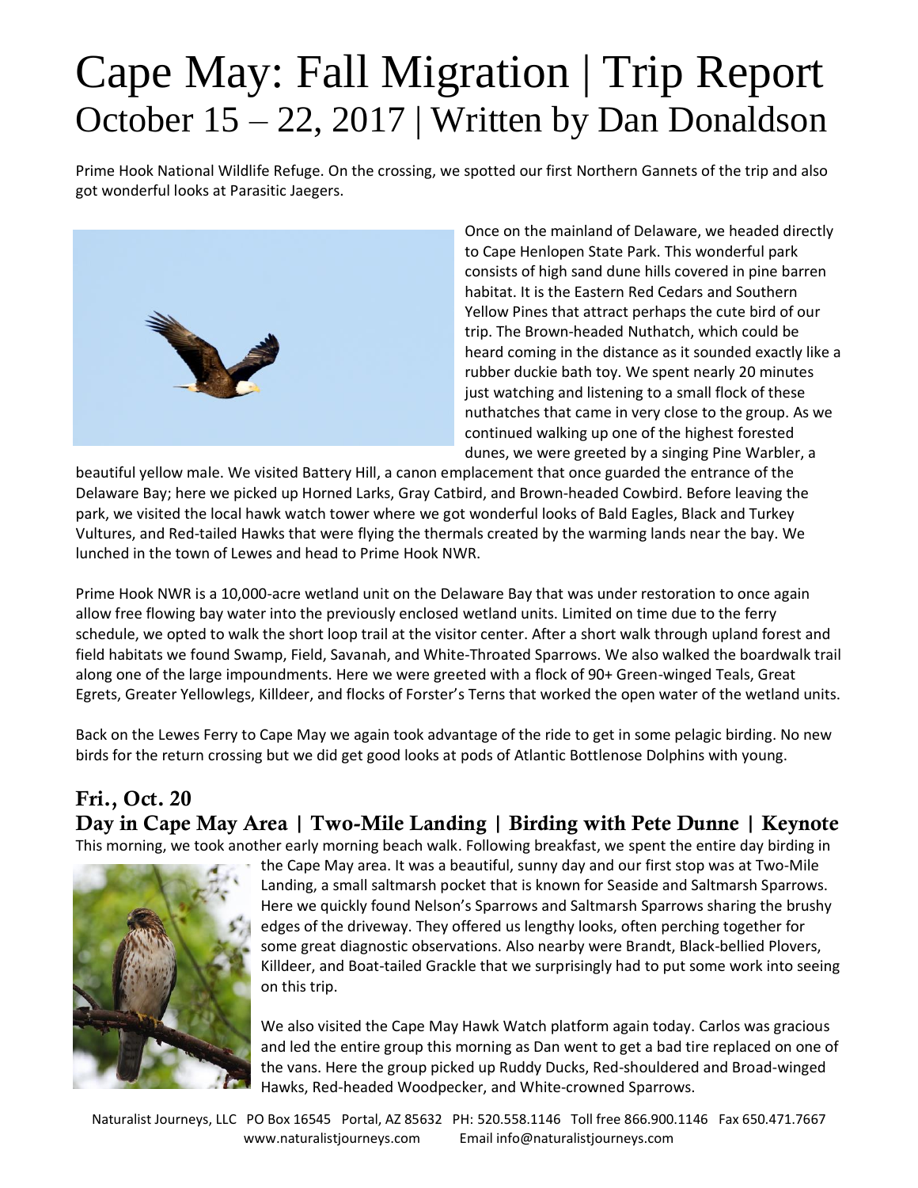# Cape May: Fall Migration | Trip Report
## October 15 – 22, 2017 | Written by Dan Donaldson

Prime Hook National Wildlife Refuge. On the crossing, we spotted our first Northern Gannets of the trip and also got wonderful looks at Parasitic Jaegers.

Once on the mainland of Delaware, we headed directly to Cape Henlopen State Park. This wonderful park consists of high sand dune hills covered in pine barren habitat. It is the Eastern Red Cedars and Southern Yellow Pines that attract perhaps the cute bird of our trip. The Brown-headed Nuthatch, which could be heard coming in the distance as it sounded exactly like a rubber duckie bath toy. We spent nearly 20 minutes just watching and listening to a small flock of these nuthatches that came in very close to the group. As we continued walking up one of the highest forested dunes, we were greeted by a singing Pine Warbler, a beautiful yellow male. We visited Battery Hill, a canon emplacement that once guarded the entrance of the Delaware Bay; here we picked up Horned Larks, Gray Catbird, and Brown-headed Cowbird. Before leaving the park, we visited the local hawk watch tower where we got wonderful looks of Bald Eagles, Black and Turkey Vultures, and Red-tailed Hawks that were flying the thermals created by the warming lands near the bay. We lunched in the town of Lewes and head to Prime Hook NWR.

Prime Hook NWR is a 10,000-acre wetland unit on the Delaware Bay that was under restoration to once again allow free flowing bay water into the previously enclosed wetland units. Limited on time due to the ferry schedule, we opted to walk the short loop trail at the visitor center. After a short walk through upland forest and field habitats we found Swamp, Field, Savanah, and White-Throated Sparrows. We also walked the boardwalk trail along one of the large impoundments. Here we were greeted with a flock of 90+ Green-winged Teals, Great Egrets, Greater Yellowlegs, Killdeer, and flocks of Forster's Terns that worked the open water of the wetland units.

Back on the Lewes Ferry to Cape May we again took advantage of the ride to get in some pelagic birding. No new birds for the return crossing but we did get good looks at pods of Atlantic Bottlenose Dolphins with young.

### Fri., Oct. 20
### Day in Cape May Area | Two-Mile Landing | Birding with Pete Dunne | Keynote

This morning, we took another early morning beach walk. Following breakfast, we spent the entire day birding in the Cape May area. It was a beautiful, sunny day and our first stop was at Two-Mile Landing, a small saltmarsh pocket that is known for Seaside and Saltmarsh Sparrows. Here we quickly found Nelson's Sparrows and Saltmarsh Sparrows sharing the brushy edges of the driveway. They offered us lengthy looks, often perching together for some great diagnostic observations. Also nearby were Brandt, Black-bellied Plovers, Killdeer, and Boat-tailed Grackle that we surprisingly had to put some work into seeing on this trip.

We also visited the Cape May Hawk Watch platform again today. Carlos was gracious and led the entire group this morning as Dan went to get a bad tire replaced on one of the vans. Here the group picked up Ruddy Ducks, Red-shouldered and Broad-winged Hawks, Red-headed Woodpecker, and White-crowned Sparrows.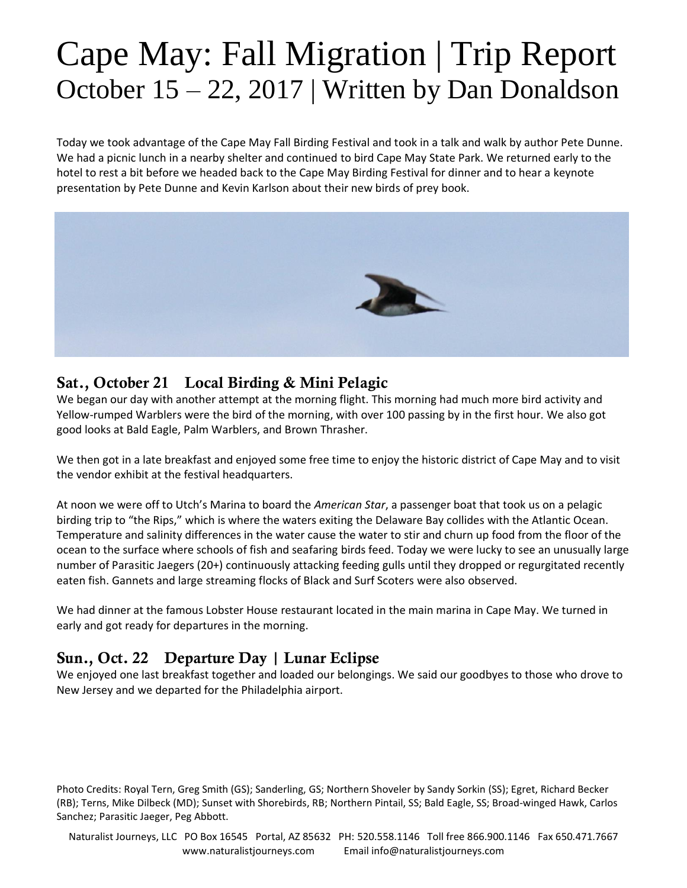# Cape May: Fall Migration | Trip Report
## October 15 – 22, 2017 | Written by Dan Donaldson

Today we took advantage of the Cape May Fall Birding Festival and took in a talk and walk by author Pete Dunne. We had a picnic lunch in a nearby shelter and continued to bird Cape May State Park. We returned early to the hotel to rest a bit before we headed back to the Cape May Birding Festival for dinner and to hear a keynote presentation by Pete Dunne and Kevin Karlson about their new birds of prey book.

## Sat., October 21 Local Birding & Mini Pelagic

We began our day with another attempt at the morning flight. This morning had much more bird activity and Yellow-rumped Warblers were the bird of the morning, with over 100 passing by in the first hour. We also got good looks at Bald Eagle, Palm Warblers, and Brown Thrasher.

We then got in a late breakfast and enjoyed some free time to enjoy the historic district of Cape May and to visit the vendor exhibit at the festival headquarters.

At noon we were off to Utch's Marina to board the *American Star*, a passenger boat that took us on a pelagic birding trip to "the Rips," which is where the waters exiting the Delaware Bay collides with the Atlantic Ocean. Temperature and salinity differences in the water cause the water to stir and churn up food from the floor of the ocean to the surface where schools of fish and seafaring birds feed. Today we were lucky to see an unusually large number of Parasitic Jaegers (20+) continuously attacking feeding gulls until they dropped or regurgitated recently eaten fish. Gannets and large streaming flocks of Black and Surf Scoters were also observed.

We had dinner at the famous Lobster House restaurant located in the main marina in Cape May. We turned in early and got ready for departures in the morning.

## Sun., Oct. 22 Departure Day | Lunar Eclipse

We enjoyed one last breakfast together and loaded our belongings. We said our goodbyes to those who drove to New Jersey and we departed for the Philadelphia airport.

Photo Credits: Royal Tern, Greg Smith (GS); Sanderling, GS; Northern Shoveler by Sandy Sorkin (SS); Egret, Richard Becker (RB); Terns, Mike Dilbeck (MD); Sunset with Shorebirds, RB; Northern Pintail, SS; Bald Eagle, SS; Broad-winged Hawk, Carlos Sanchez; Parasitic Jaeger, Peg Abbott.

Naturalist Journeys, LLC PO Box 16545 Portal, AZ 85632 PH: 520.558.1146 Toll free 866.900.1146 Fax 650.471.7667
www.naturalistjourneys.com Email info@naturalistjourneys.com